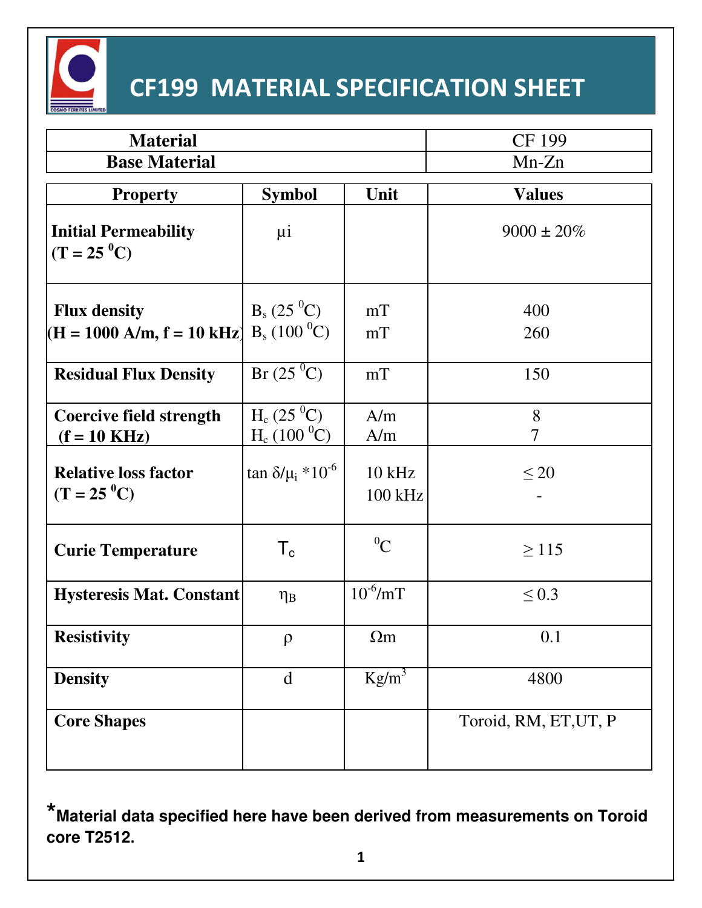# CF199 MATERIAL SPECIFICATION SHEET

| Material | CF 199 |
|---|---|
| Base Material | Mn-Zn |

| Property | Symbol | Unit | Values |
|---|---|---|---|
| **Initial Permeability (T = 25 $^0$C)** | μi | | 9000 ± 20% |
| **Flux density (H = 1000 A/m, f = 10 kHz)** | $B_s$ (25 $^0$C)<br>$B_s$ (100 $^0$C) | mT<br>mT | 400<br>260 |
| **Residual Flux Density** | Br (25 $^0$C) | mT | 150 |
| **Coercive field strength (f = 10 KHz)** | $H_c$ (25 $^0$C)<br>$H_c$ (100 $^0$C) | A/m<br>A/m | 8<br>7 |
| **Relative loss factor (T = 25 $^0$C)** | $\tan \delta/\mu_i * 10^{-6}$ | 10 kHz<br>100 kHz | ≤ 20<br>- |
| **Curie Temperature** | $T_c$ | $^0$C | ≥ 115 |
| **Hysteresis Mat. Constant** | $\eta_B$ | $10^{-6}$/mT | ≤ 0.3 |
| **Resistivity** | ρ | Ωm | 0.1 |
| **Density** | d | Kg/m$^3$ | 4800 |
| **Core Shapes** | | | Toroid, RM, ET,UT, P |

***Material data specified here have been derived from measurements on Toroid core T2512.**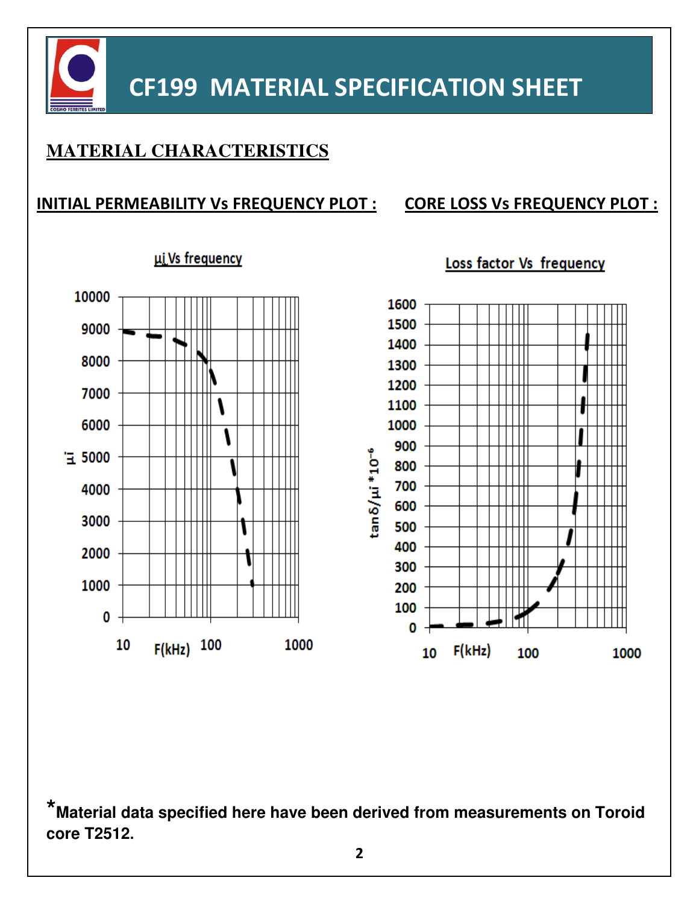# CF199 MATERIAL SPECIFICATION SHEET

## MATERIAL CHARACTERISTICS

### INITIAL PERMEABILITY Vs FREQUENCY PLOT :

μi Vs frequency

### CORE LOSS Vs FREQUENCY PLOT :

Loss factor Vs frequency

*Material data specified here have been derived from measurements on Toroid core T2512.**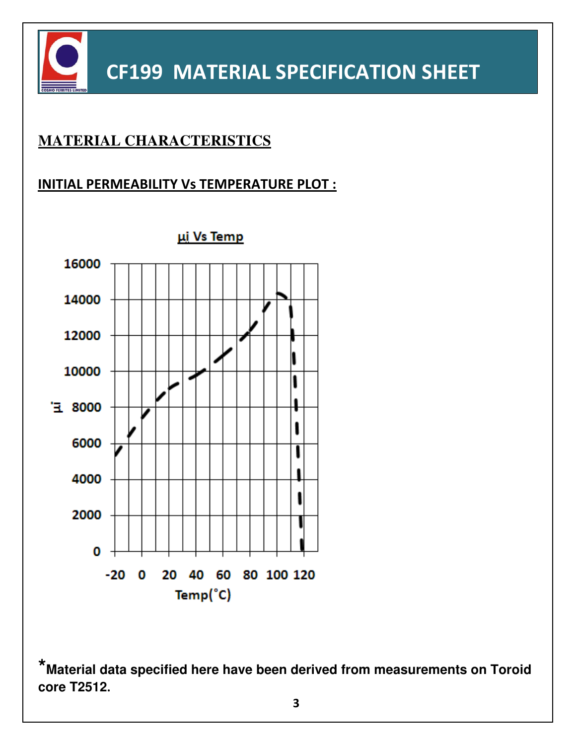# CF199 MATERIAL SPECIFICATION SHEET

## MATERIAL CHARACTERISTICS

### INITIAL PERMEABILITY Vs TEMPERATURE PLOT :

μi Vs Temp

μi

16000
14000
12000
10000
8000
6000
4000
2000
0

-20 0 20 40 60 80 100 120

Temp(˚C)

***Material data specified here have been derived from measurements on Toroid core T2512.**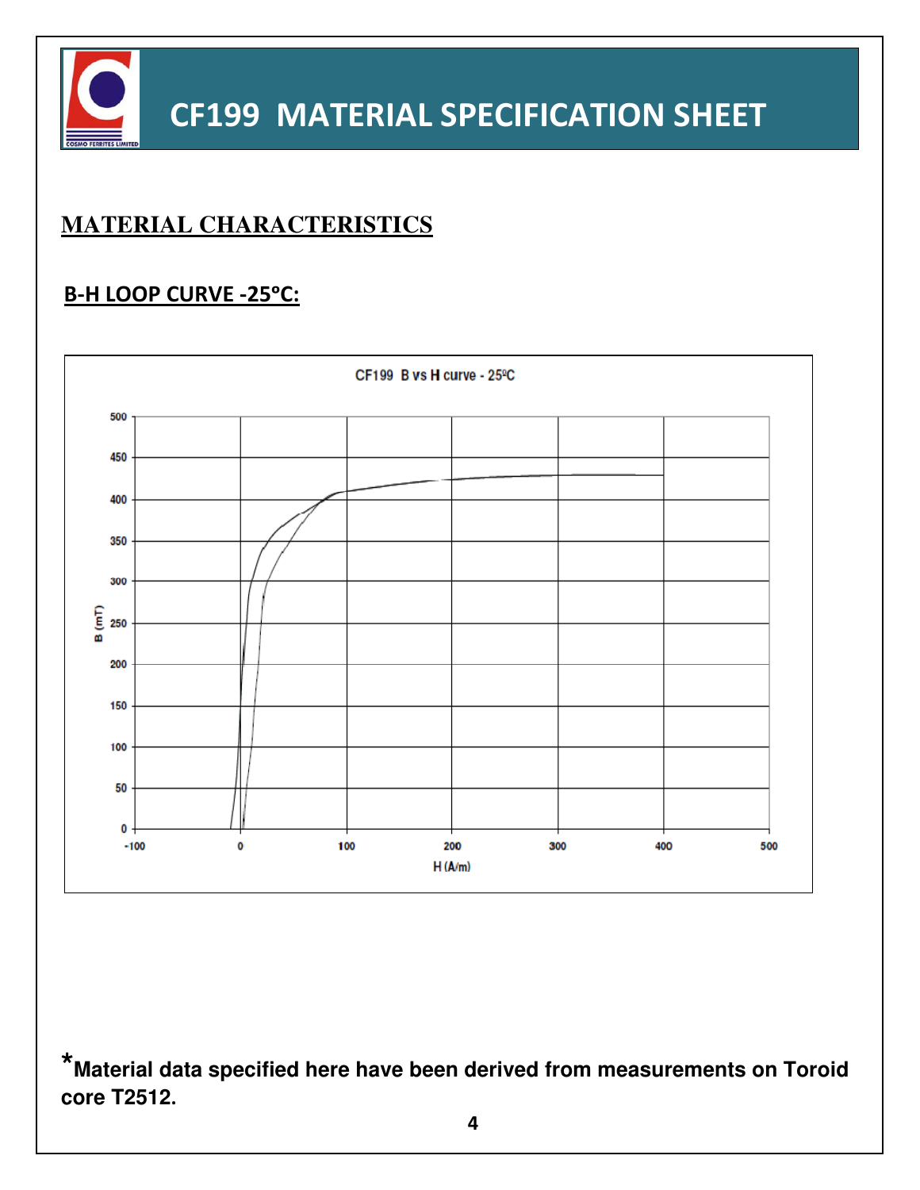## MATERIAL CHARACTERISTICS

### B-H LOOP CURVE -25°C:

CF199 B vs H curve - 25ºC

*Material data specified here have been derived from measurements on Toroid core T2512.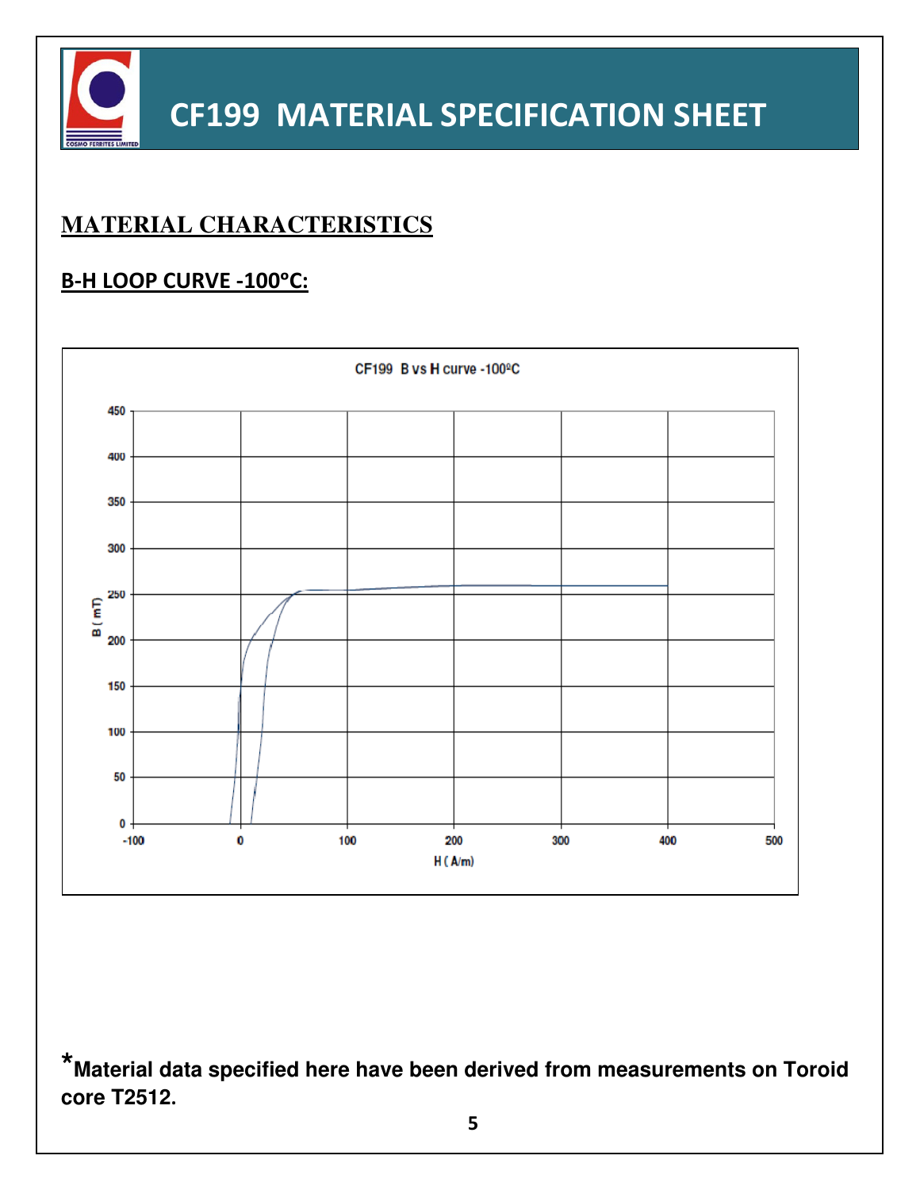# CF199 MATERIAL SPECIFICATION SHEET

## MATERIAL CHARACTERISTICS

### B-H LOOP CURVE -100°C:

CF199 B vs H curve -100ºC

B ( mT)

450
400
350
300
250
200
150
100
50
0

-100
0
100
200
300
400
500

H ( A/m)

***Material data specified here have been derived from measurements on Toroid core T2512.**